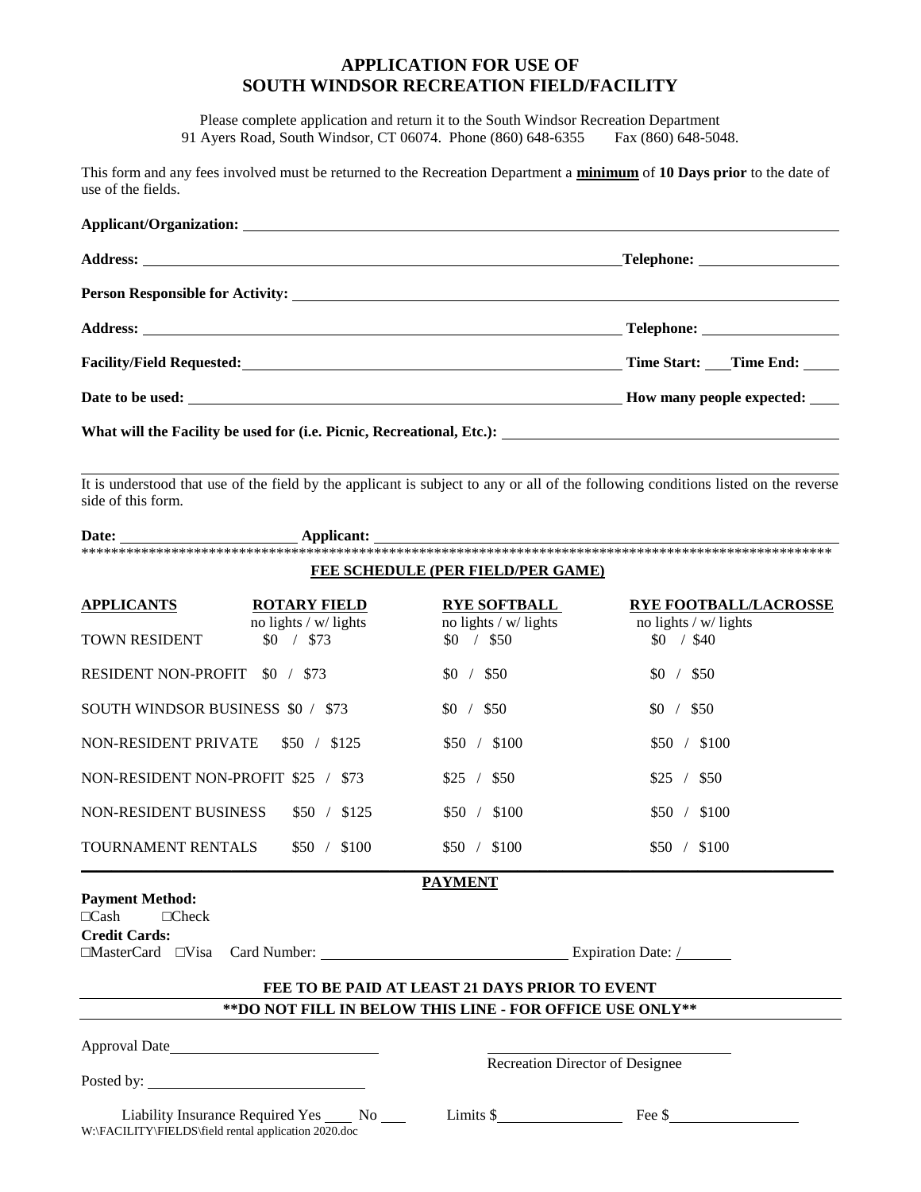# APPLICATION FOR USE OF SOUTH WINDSOR RECREATION FIELD/FACILITY

Please complete application and return it to the South Windsor Recreation Department
91 Ayers Road, South Windsor, CT 06074. Phone (860) 648-6355 Fax (860) 648-5048.

This form and any fees involved must be returned to the Recreation Department a **minimum** of **10 Days prior** to the date of use of the fields.

**Applicant/Organization:** ______________________________

**Address:** ______________________________ **Telephone:** ______________

**Person Responsible for Activity:** ______________________________

**Address:** ______________________________ **Telephone:** ______________

**Facility/Field Requested:** ______________________________ **Time Start:** ____ **Time End:** ____

**Date to be used:** ______________________________ **How many people expected:** ____

**What will the Facility be used for (i.e. Picnic, Recreational, Etc.):** ______________________________

It is understood that use of the field by the applicant is subject to any or all of the following conditions listed on the reverse side of this form.

**Date:** ______________ **Applicant:** ______________________________

***************************************************************************************************

**FEE SCHEDULE (PER FIELD/PER GAME)**

| APPLICANTS | ROTARY FIELD | RYE SOFTBALL | RYE FOOTBALL/LACROSSE |
|---|---|---|---|
| | no lights / w/ lights | no lights / w/ lights | no lights / w/ lights |
| TOWN RESIDENT | $0 / $73 | $0 / $50 | $0 / $40 |
| RESIDENT NON-PROFIT | $0 / $73 | $0 / $50 | $0 / $50 |
| SOUTH WINDSOR BUSINESS | $0 / $73 | $0 / $50 | $0 / $50 |
| NON-RESIDENT PRIVATE | $50 / $125 | $50 / $100 | $50 / $100 |
| NON-RESIDENT NON-PROFIT | $25 / $73 | $25 / $50 | $25 / $50 |
| NON-RESIDENT BUSINESS | $50 / $125 | $50 / $100 | $50 / $100 |
| TOURNAMENT RENTALS | $50 / $100 | $50 / $100 | $50 / $100 |

**PAYMENT**

**Payment Method:**
☐Cash ☐Check

**Credit Cards:**
☐MasterCard ☐Visa Card Number: ______________________ Expiration Date: /______

**FEE TO BE PAID AT LEAST 21 DAYS PRIOR TO EVENT**

**\*\*DO NOT FILL IN BELOW THIS LINE - FOR OFFICE USE ONLY\*\***

Approval Date ______________________ ______________________
Recreation Director of Designee

Posted by: ______________________

Liability Insurance Required Yes ____ No ____ Limits $______________ Fee $______________

W:\FACILITY\FIELDS\field rental application 2020.doc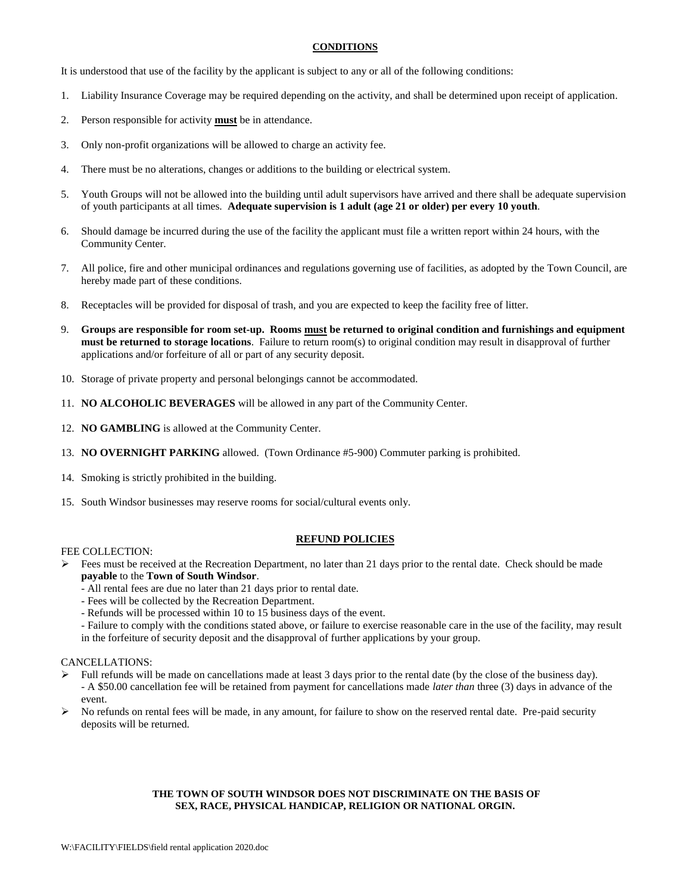## CONDITIONS

It is understood that use of the facility by the applicant is subject to any or all of the following conditions:

1. Liability Insurance Coverage may be required depending on the activity, and shall be determined upon receipt of application.
2. Person responsible for activity **must** be in attendance.
3. Only non-profit organizations will be allowed to charge an activity fee.
4. There must be no alterations, changes or additions to the building or electrical system.
5. Youth Groups will not be allowed into the building until adult supervisors have arrived and there shall be adequate supervision of youth participants at all times. **Adequate supervision is 1 adult (age 21 or older) per every 10 youth**.
6. Should damage be incurred during the use of the facility the applicant must file a written report within 24 hours, with the Community Center.
7. All police, fire and other municipal ordinances and regulations governing use of facilities, as adopted by the Town Council, are hereby made part of these conditions.
8. Receptacles will be provided for disposal of trash, and you are expected to keep the facility free of litter.
9. **Groups are responsible for room set-up. Rooms must be returned to original condition and furnishings and equipment must be returned to storage locations**. Failure to return room(s) to original condition may result in disapproval of further applications and/or forfeiture of all or part of any security deposit.
10. Storage of private property and personal belongings cannot be accommodated.
11. **NO ALCOHOLIC BEVERAGES** will be allowed in any part of the Community Center.
12. **NO GAMBLING** is allowed at the Community Center.
13. **NO OVERNIGHT PARKING** allowed. (Town Ordinance #5-900) Commuter parking is prohibited.
14. Smoking is strictly prohibited in the building.
15. South Windsor businesses may reserve rooms for social/cultural events only.

## REFUND POLICIES

FEE COLLECTION:

- Fees must be received at the Recreation Department, no later than 21 days prior to the rental date. Check should be made **payable** to the **Town of South Windsor**.
  - All rental fees are due no later than 21 days prior to rental date.
  - Fees will be collected by the Recreation Department.
  - Refunds will be processed within 10 to 15 business days of the event.
  - Failure to comply with the conditions stated above, or failure to exercise reasonable care in the use of the facility, may result in the forfeiture of security deposit and the disapproval of further applications by your group.

CANCELLATIONS:

- Full refunds will be made on cancellations made at least 3 days prior to the rental date (by the close of the business day).
  - A $50.00 cancellation fee will be retained from payment for cancellations made *later than* three (3) days in advance of the event.
- No refunds on rental fees will be made, in any amount, for failure to show on the reserved rental date. Pre-paid security deposits will be returned.

**THE TOWN OF SOUTH WINDSOR DOES NOT DISCRIMINATE ON THE BASIS OF SEX, RACE, PHYSICAL HANDICAP, RELIGION OR NATIONAL ORGIN.**

W:\FACILITY\FIELDS\field rental application 2020.doc